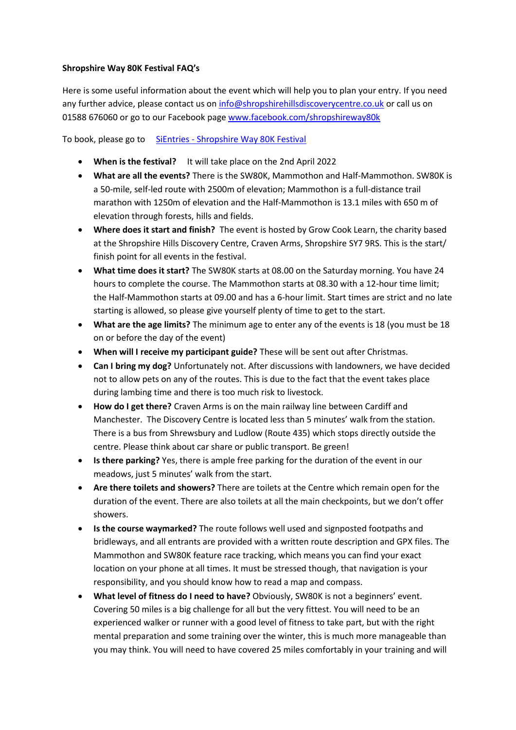**Shropshire Way 80K Festival FAQ's**

Here is some useful information about the event which will help you to plan your entry. If you need any further advice, please contact us on info@shropshirehillsdiscoverycentre.co.uk or call us on 01588 676060 or go to our Facebook page www.facebook.com/shropshireway80k

To book, please go to [SiEntries - Shropshire Way 80K Festival]

- **When is the festival?** It will take place on the 2nd April 2022
- **What are all the events?** There is the SW80K, Mammothon and Half-Mammothon. SW80K is a 50-mile, self-led route with 2500m of elevation; Mammothon is a full-distance trail marathon with 1250m of elevation and the Half-Mammothon is 13.1 miles with 650 m of elevation through forests, hills and fields.
- **Where does it start and finish?** The event is hosted by Grow Cook Learn, the charity based at the Shropshire Hills Discovery Centre, Craven Arms, Shropshire SY7 9RS. This is the start/ finish point for all events in the festival.
- **What time does it start?** The SW80K starts at 08.00 on the Saturday morning. You have 24 hours to complete the course. The Mammothon starts at 08.30 with a 12-hour time limit; the Half-Mammothon starts at 09.00 and has a 6-hour limit. Start times are strict and no late starting is allowed, so please give yourself plenty of time to get to the start.
- **What are the age limits?** The minimum age to enter any of the events is 18 (you must be 18 on or before the day of the event)
- **When will I receive my participant guide?** These will be sent out after Christmas.
- **Can I bring my dog?** Unfortunately not. After discussions with landowners, we have decided not to allow pets on any of the routes. This is due to the fact that the event takes place during lambing time and there is too much risk to livestock.
- **How do I get there?** Craven Arms is on the main railway line between Cardiff and Manchester. The Discovery Centre is located less than 5 minutes' walk from the station. There is a bus from Shrewsbury and Ludlow (Route 435) which stops directly outside the centre. Please think about car share or public transport. Be green!
- **Is there parking?** Yes, there is ample free parking for the duration of the event in our meadows, just 5 minutes' walk from the start.
- **Are there toilets and showers?** There are toilets at the Centre which remain open for the duration of the event. There are also toilets at all the main checkpoints, but we don't offer showers.
- **Is the course waymarked?** The route follows well used and signposted footpaths and bridleways, and all entrants are provided with a written route description and GPX files. The Mammothon and SW80K feature race tracking, which means you can find your exact location on your phone at all times. It must be stressed though, that navigation is your responsibility, and you should know how to read a map and compass.
- **What level of fitness do I need to have?** Obviously, SW80K is not a beginners' event. Covering 50 miles is a big challenge for all but the very fittest. You will need to be an experienced walker or runner with a good level of fitness to take part, but with the right mental preparation and some training over the winter, this is much more manageable than you may think. You will need to have covered 25 miles comfortably in your training and will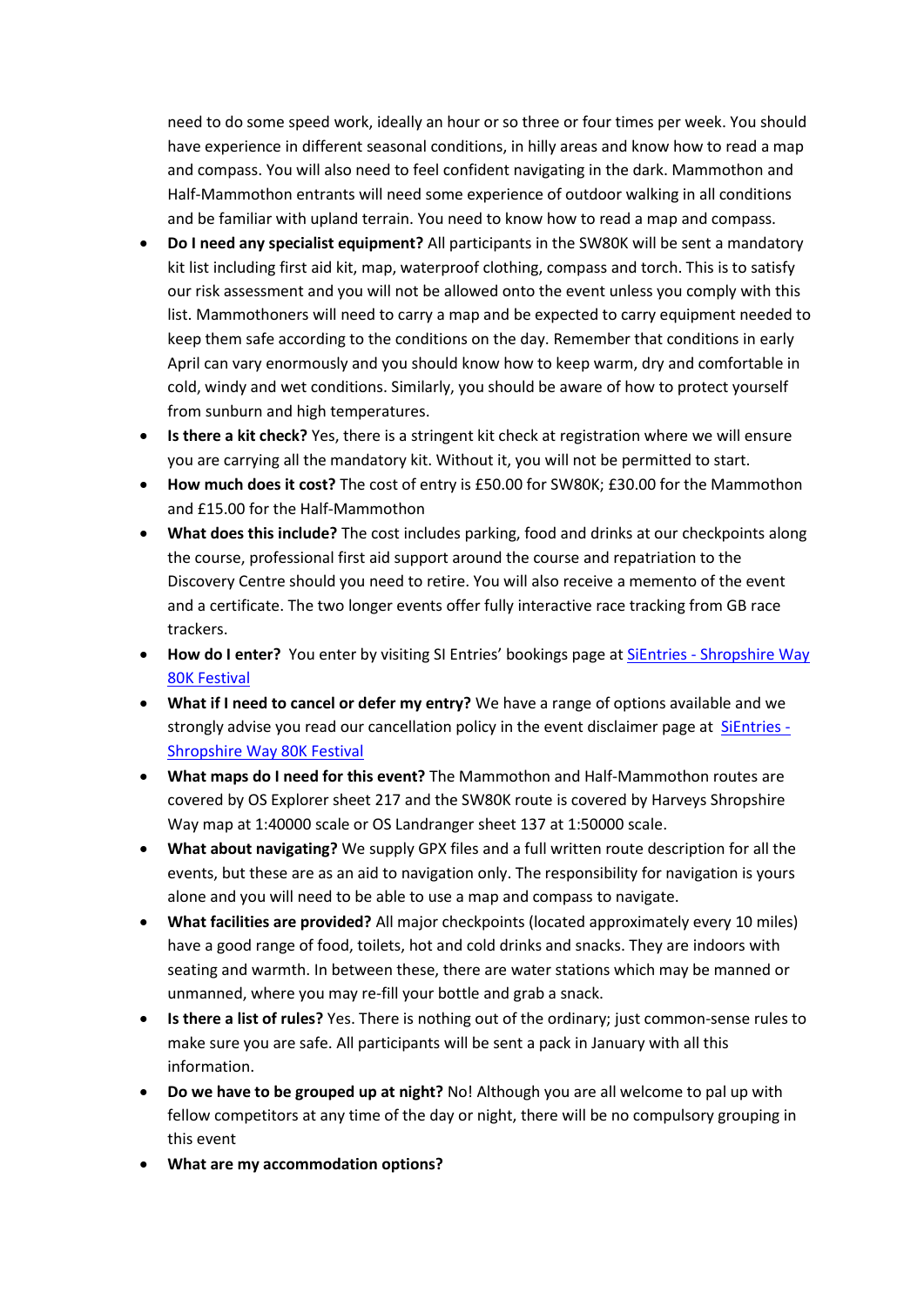need to do some speed work, ideally an hour or so three or four times per week. You should have experience in different seasonal conditions, in hilly areas and know how to read a map and compass. You will also need to feel confident navigating in the dark. Mammothon and Half-Mammothon entrants will need some experience of outdoor walking in all conditions and be familiar with upland terrain. You need to know how to read a map and compass.

- **Do I need any specialist equipment?** All participants in the SW80K will be sent a mandatory kit list including first aid kit, map, waterproof clothing, compass and torch. This is to satisfy our risk assessment and you will not be allowed onto the event unless you comply with this list. Mammothoners will need to carry a map and be expected to carry equipment needed to keep them safe according to the conditions on the day. Remember that conditions in early April can vary enormously and you should know how to keep warm, dry and comfortable in cold, windy and wet conditions. Similarly, you should be aware of how to protect yourself from sunburn and high temperatures.
- **Is there a kit check?** Yes, there is a stringent kit check at registration where we will ensure you are carrying all the mandatory kit. Without it, you will not be permitted to start.
- **How much does it cost?** The cost of entry is £50.00 for SW80K; £30.00 for the Mammothon and £15.00 for the Half-Mammothon
- **What does this include?** The cost includes parking, food and drinks at our checkpoints along the course, professional first aid support around the course and repatriation to the Discovery Centre should you need to retire. You will also receive a memento of the event and a certificate. The two longer events offer fully interactive race tracking from GB race trackers.
- **How do I enter?** You enter by visiting SI Entries' bookings page at [SiEntries - Shropshire Way 80K Festival]
- **What if I need to cancel or defer my entry?** We have a range of options available and we strongly advise you read our cancellation policy in the event disclaimer page at [SiEntries - Shropshire Way 80K Festival]
- **What maps do I need for this event?** The Mammothon and Half-Mammothon routes are covered by OS Explorer sheet 217 and the SW80K route is covered by Harveys Shropshire Way map at 1:40000 scale or OS Landranger sheet 137 at 1:50000 scale.
- **What about navigating?** We supply GPX files and a full written route description for all the events, but these are as an aid to navigation only. The responsibility for navigation is yours alone and you will need to be able to use a map and compass to navigate.
- **What facilities are provided?** All major checkpoints (located approximately every 10 miles) have a good range of food, toilets, hot and cold drinks and snacks. They are indoors with seating and warmth. In between these, there are water stations which may be manned or unmanned, where you may re-fill your bottle and grab a snack.
- **Is there a list of rules?** Yes. There is nothing out of the ordinary; just common-sense rules to make sure you are safe. All participants will be sent a pack in January with all this information.
- **Do we have to be grouped up at night?** No! Although you are all welcome to pal up with fellow competitors at any time of the day or night, there will be no compulsory grouping in this event
- **What are my accommodation options?**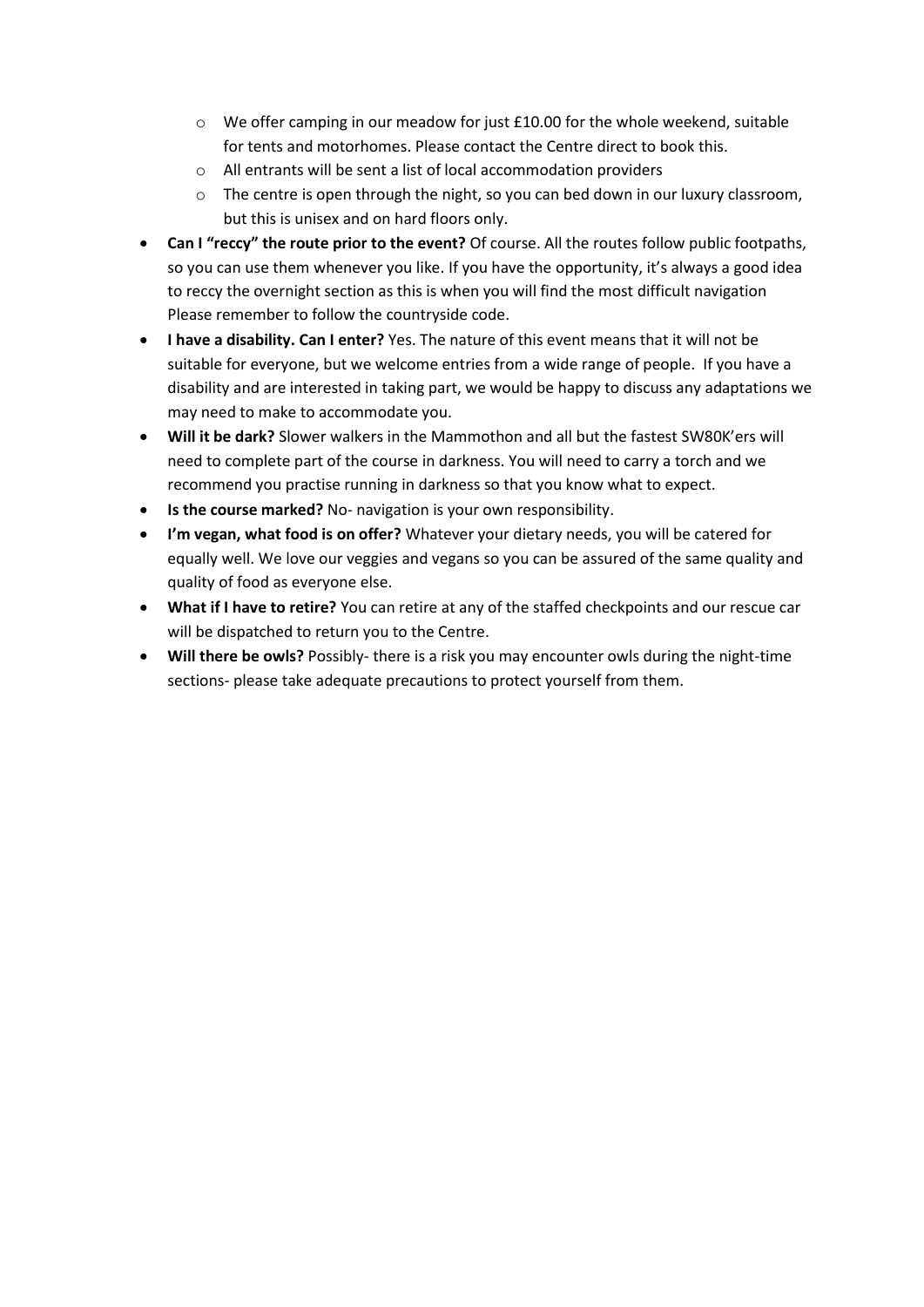- We offer camping in our meadow for just £10.00 for the whole weekend, suitable for tents and motorhomes. Please contact the Centre direct to book this.
  - All entrants will be sent a list of local accommodation providers
  - The centre is open through the night, so you can bed down in our luxury classroom, but this is unisex and on hard floors only.
- **Can I "reccy" the route prior to the event?** Of course. All the routes follow public footpaths, so you can use them whenever you like. If you have the opportunity, it's always a good idea to reccy the overnight section as this is when you will find the most difficult navigation Please remember to follow the countryside code.
- **I have a disability. Can I enter?** Yes. The nature of this event means that it will not be suitable for everyone, but we welcome entries from a wide range of people. If you have a disability and are interested in taking part, we would be happy to discuss any adaptations we may need to make to accommodate you.
- **Will it be dark?** Slower walkers in the Mammothon and all but the fastest SW80K'ers will need to complete part of the course in darkness. You will need to carry a torch and we recommend you practise running in darkness so that you know what to expect.
- **Is the course marked?** No- navigation is your own responsibility.
- **I'm vegan, what food is on offer?** Whatever your dietary needs, you will be catered for equally well. We love our veggies and vegans so you can be assured of the same quality and quality of food as everyone else.
- **What if I have to retire?** You can retire at any of the staffed checkpoints and our rescue car will be dispatched to return you to the Centre.
- **Will there be owls?** Possibly- there is a risk you may encounter owls during the night-time sections- please take adequate precautions to protect yourself from them.